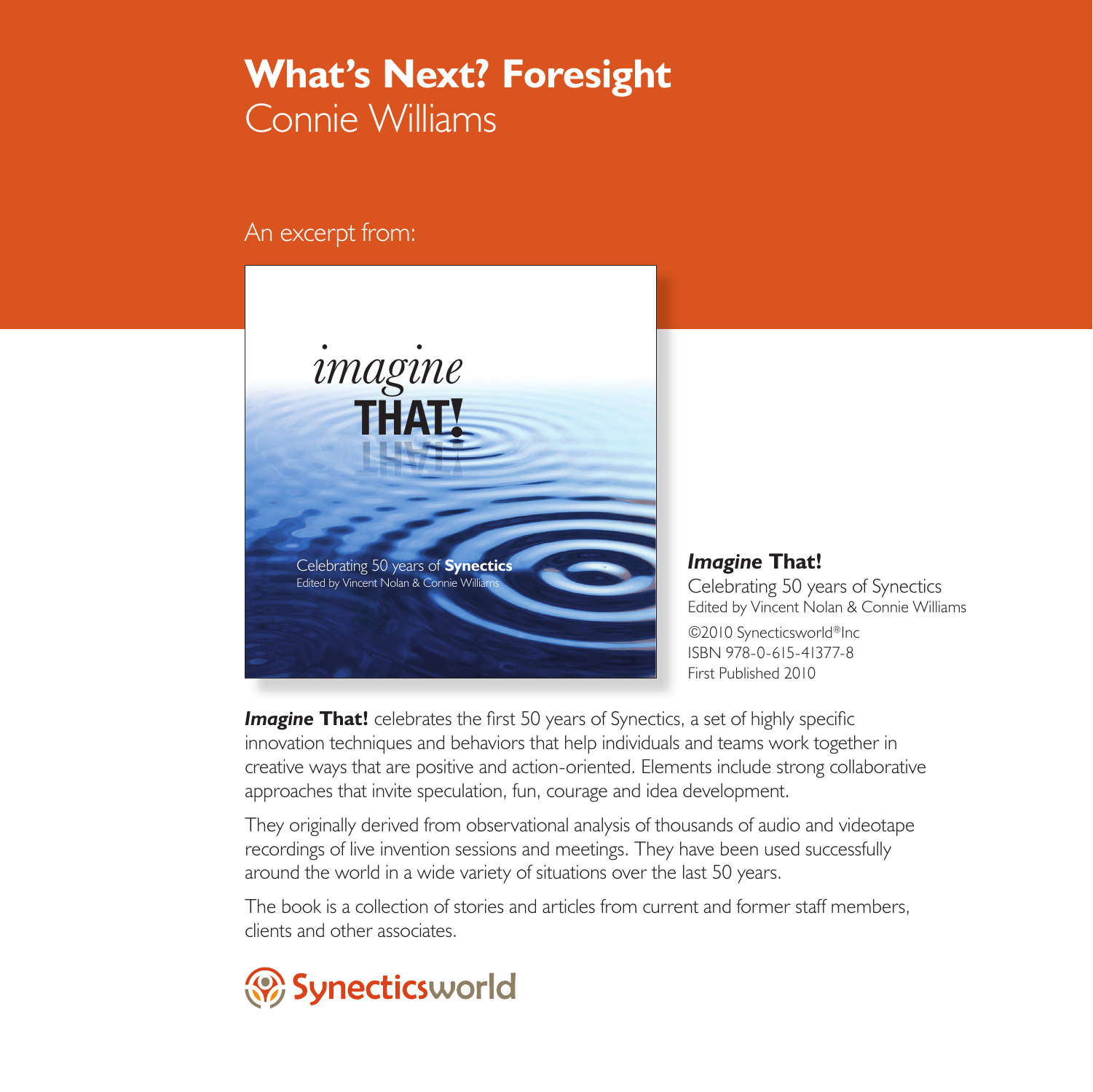# What's Next? Foresight

Connie Williams

An excerpt from:

***Imagine* That!**

Celebrating 50 years of Synectics

Edited by Vincent Nolan & Connie Williams

©2010 Synecticsworld®Inc

ISBN 978-0-615-41377-8

First Published 2010

***Imagine* That!** celebrates the first 50 years of Synectics, a set of highly specific innovation techniques and behaviors that help individuals and teams work together in creative ways that are positive and action-oriented. Elements include strong collaborative approaches that invite speculation, fun, courage and idea development.

They originally derived from observational analysis of thousands of audio and videotape recordings of live invention sessions and meetings. They have been used successfully around the world in a wide variety of situations over the last 50 years.

The book is a collection of stories and articles from current and former staff members, clients and other associates.

Synecticsworld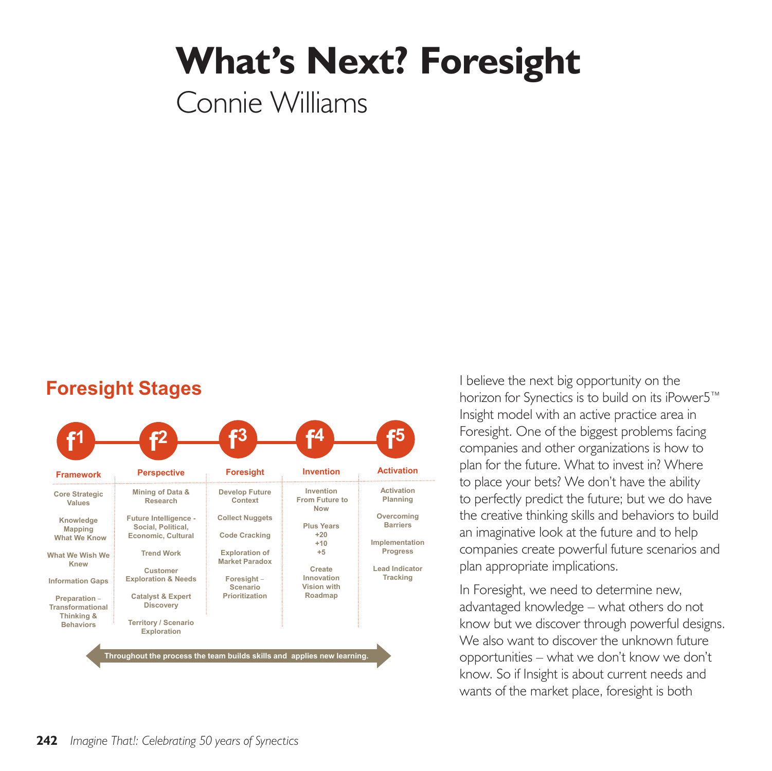# What's Next? Foresight

## Connie Williams

### Foresight Stages

| f1 Framework | f2 Perspective | f3 Foresight | f4 Invention | f5 Activation |
|---|---|---|---|---|
| Core Strategic Values | Mining of Data & Research | Develop Future Context | Invention From Future to Now | Activation Planning |
| Knowledge Mapping What We Know | Future Intelligence - Social, Political, Economic, Cultural | Collect Nuggets | Plus Years +20 +10 +5 | Overcoming Barriers |
| What We Wish We Knew | Trend Work | Code Cracking | Create Innovation Vision with Roadmap | Implementation Progress |
| Information Gaps | Customer Exploration & Needs | Exploration of Market Paradox | | Lead Indicator Tracking |
| Preparation – Transformational Thinking & Behaviors | Catalyst & Expert Discovery | Foresight – Scenario Prioritization | | |
| | Territory / Scenario Exploration | | | |

Throughout the process the team builds skills and applies new learning.

I believe the next big opportunity on the horizon for Synectics is to build on its iPower5™ Insight model with an active practice area in Foresight. One of the biggest problems facing companies and other organizations is how to plan for the future. What to invest in? Where to place your bets? We don't have the ability to perfectly predict the future; but we do have the creative thinking skills and behaviors to build an imaginative look at the future and to help companies create powerful future scenarios and plan appropriate implications.

In Foresight, we need to determine new, advantaged knowledge – what others do not know but we discover through powerful designs. We also want to discover the unknown future opportunities – what we don't know we don't know. So if Insight is about current needs and wants of the market place, foresight is both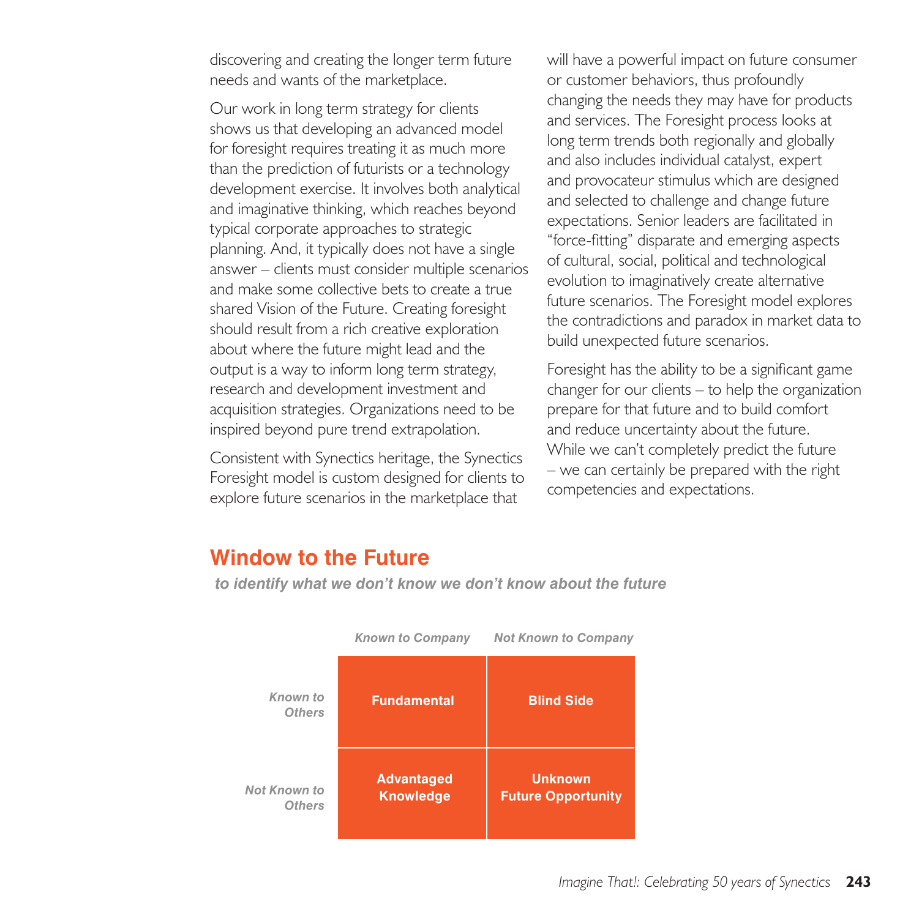discovering and creating the longer term future needs and wants of the marketplace.

Our work in long term strategy for clients shows us that developing an advanced model for foresight requires treating it as much more than the prediction of futurists or a technology development exercise. It involves both analytical and imaginative thinking, which reaches beyond typical corporate approaches to strategic planning. And, it typically does not have a single answer – clients must consider multiple scenarios and make some collective bets to create a true shared Vision of the Future. Creating foresight should result from a rich creative exploration about where the future might lead and the output is a way to inform long term strategy, research and development investment and acquisition strategies. Organizations need to be inspired beyond pure trend extrapolation.

Consistent with Synectics heritage, the Synectics Foresight model is custom designed for clients to explore future scenarios in the marketplace that will have a powerful impact on future consumer or customer behaviors, thus profoundly changing the needs they may have for products and services. The Foresight process looks at long term trends both regionally and globally and also includes individual catalyst, expert and provocateur stimulus which are designed and selected to challenge and change future expectations. Senior leaders are facilitated in "force-fitting" disparate and emerging aspects of cultural, social, political and technological evolution to imaginatively create alternative future scenarios. The Foresight model explores the contradictions and paradox in market data to build unexpected future scenarios.

Foresight has the ability to be a significant game changer for our clients – to help the organization prepare for that future and to build comfort and reduce uncertainty about the future. While we can't completely predict the future – we can certainly be prepared with the right competencies and expectations.

## Window to the Future

***to identify what we don't know we don't know about the future***

| | *Known to Company* | *Not Known to Company* |
|---|---|---|
| *Known to Others* | **Fundamental** | **Blind Side** |
| *Not Known to Others* | **Advantaged Knowledge** | **Unknown Future Opportunity** |